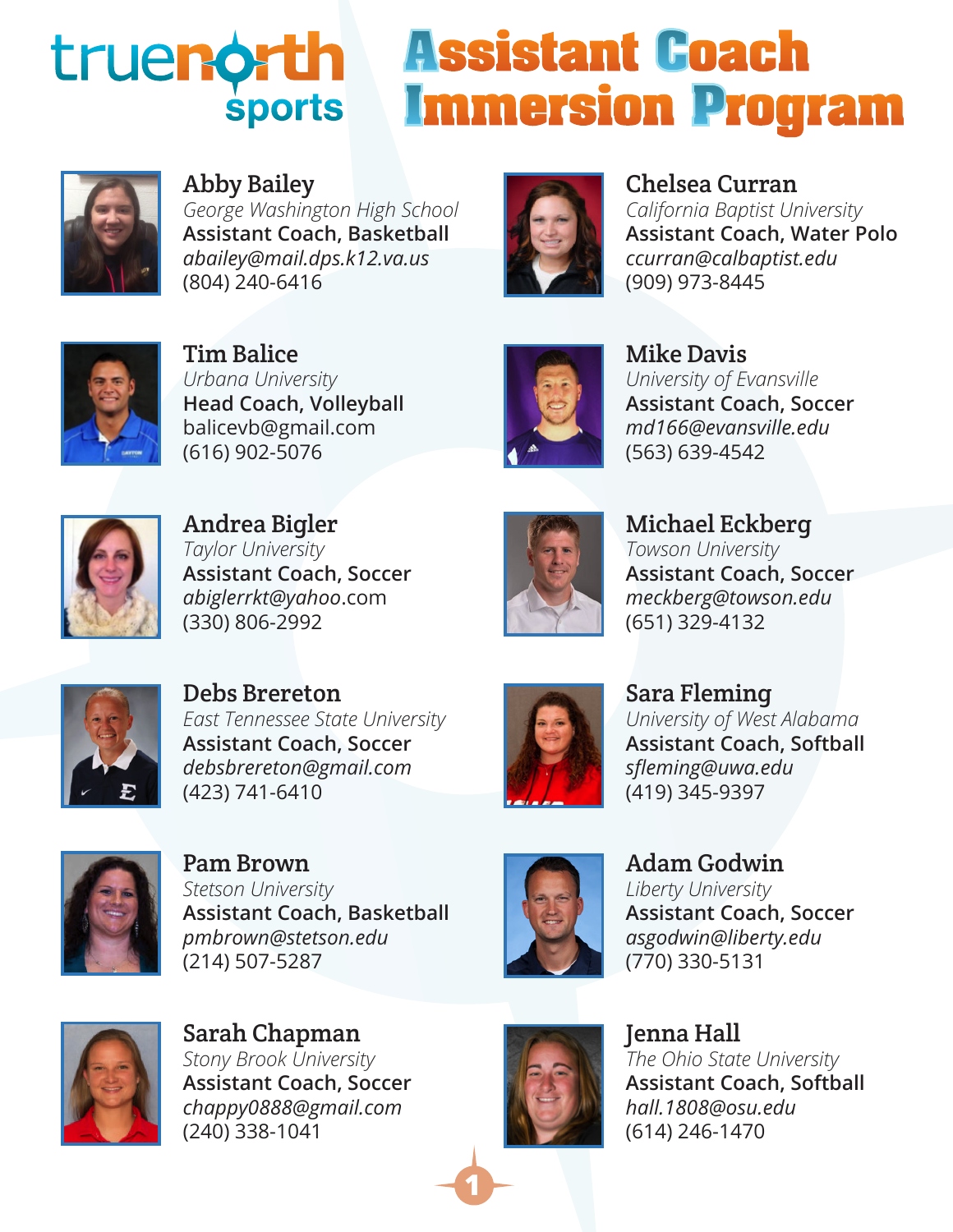truenorth sports

# Assistant Coach Immersion Program

### Abby Bailey
*George Washington High School*
**Assistant Coach, Basketball**
*abailey@mail.dps.k12.va.us*
(804) 240-6416

### Tim Balice
*Urbana University*
**Head Coach, Volleyball**
balicevb@gmail.com
(616) 902-5076

### Andrea Bigler
*Taylor University*
**Assistant Coach, Soccer**
*abiglerrkt@yahoo*.com
(330) 806-2992

### Debs Brereton
*East Tennessee State University*
**Assistant Coach, Soccer**
*debsbrereton@gmail.com*
(423) 741-6410

### Pam Brown
*Stetson University*
**Assistant Coach, Basketball**
*pmbrown@stetson.edu*
(214) 507-5287

### Sarah Chapman
*Stony Brook University*
**Assistant Coach, Soccer**
*chappy0888@gmail.com*
(240) 338-1041

### Chelsea Curran
*California Baptist University*
**Assistant Coach, Water Polo**
*ccurran@calbaptist.edu*
(909) 973-8445

### Mike Davis
*University of Evansville*
**Assistant Coach, Soccer**
*md166@evansville.edu*
(563) 639-4542

### Michael Eckberg
*Towson University*
**Assistant Coach, Soccer**
*meckberg@towson.edu*
(651) 329-4132

### Sara Fleming
*University of West Alabama*
**Assistant Coach, Softball**
*sfleming@uwa.edu*
(419) 345-9397

### Adam Godwin
*Liberty University*
**Assistant Coach, Soccer**
*asgodwin@liberty.edu*
(770) 330-5131

### Jenna Hall
*The Ohio State University*
**Assistant Coach, Softball**
*hall.1808@osu.edu*
(614) 246-1470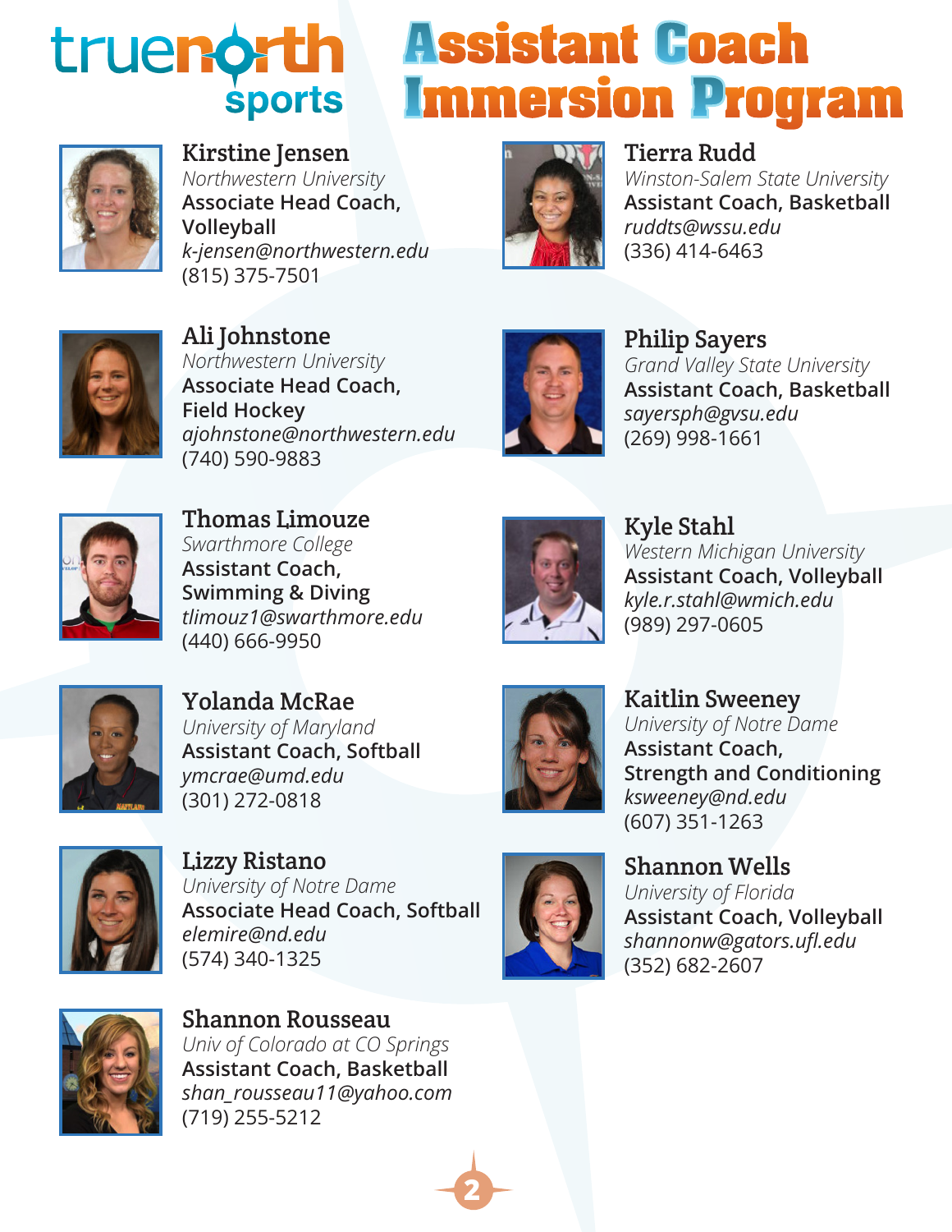truenorth sports

# Assistant Coach Immersion Program

**Kirstine Jensen**
*Northwestern University*
**Associate Head Coach, Volleyball**
*k-jensen@northwestern.edu*
(815) 375-7501

**Ali Johnstone**
*Northwestern University*
**Associate Head Coach, Field Hockey**
*ajohnstone@northwestern.edu*
(740) 590-9883

**Thomas Limouze**
*Swarthmore College*
**Assistant Coach, Swimming & Diving**
*tlimouz1@swarthmore.edu*
(440) 666-9950

**Yolanda McRae**
*University of Maryland*
**Assistant Coach, Softball**
*ymcrae@umd.edu*
(301) 272-0818

**Lizzy Ristano**
*University of Notre Dame*
**Associate Head Coach, Softball**
*elemire@nd.edu*
(574) 340-1325

**Shannon Rousseau**
*Univ of Colorado at CO Springs*
**Assistant Coach, Basketball**
*shan_rousseau11@yahoo.com*
(719) 255-5212

**Tierra Rudd**
*Winston-Salem State University*
**Assistant Coach, Basketball**
*ruddts@wssu.edu*
(336) 414-6463

**Philip Sayers**
*Grand Valley State University*
**Assistant Coach, Basketball**
*sayersph@gvsu.edu*
(269) 998-1661

**Kyle Stahl**
*Western Michigan University*
**Assistant Coach, Volleyball**
*kyle.r.stahl@wmich.edu*
(989) 297-0605

**Kaitlin Sweeney**
*University of Notre Dame*
**Assistant Coach, Strength and Conditioning**
*ksweeney@nd.edu*
(607) 351-1263

**Shannon Wells**
*University of Florida*
**Assistant Coach, Volleyball**
*shannonw@gators.ufl.edu*
(352) 682-2607